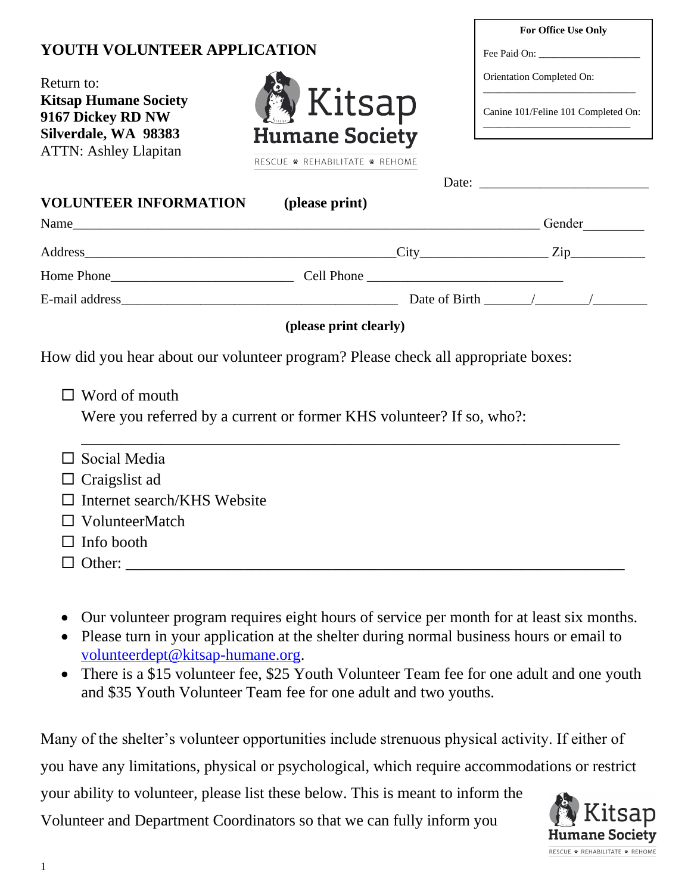# YOUTH VOLUNTEER APPLICATION

Return to:
**Kitsap Humane Society**
**9167 Dickey RD NW**
**Silverdale, WA 98383**
ATTN: Ashley Llapitan

| For Office Use Only |
|---|
| Fee Paid On: ___________________ |
| Orientation Completed On: ___________________________ |
| Canine 101/Feline 101 Completed On: ___________________________ |

Date: ________________________

**VOLUNTEER INFORMATION (please print)**

Name______________________________________________________________________ Gender_________

Address______________________________________________City_________________ Zip__________

Home Phone__________________________ Cell Phone _____________________________

E-mail address__________________________________________ Date of Birth ______/_______/_______

**(please print clearly)**

How did you hear about our volunteer program? Please check all appropriate boxes:

- ☐ Word of mouth
  Were you referred by a current or former KHS volunteer? If so, who?:
  _________________________________________________________________________
- ☐ Social Media
- ☐ Craigslist ad
- ☐ Internet search/KHS Website
- ☐ VolunteerMatch
- ☐ Info booth
- ☐ Other: ____________________________________________________________________

- Our volunteer program requires eight hours of service per month for at least six months.
- Please turn in your application at the shelter during normal business hours or email to volunteerdept@kitsap-humane.org.
- There is a $15 volunteer fee, $25 Youth Volunteer Team fee for one adult and one youth and $35 Youth Volunteer Team fee for one adult and two youths.

Many of the shelter's volunteer opportunities include strenuous physical activity. If either of you have any limitations, physical or psychological, which require accommodations or restrict your ability to volunteer, please list these below. This is meant to inform the Volunteer and Department Coordinators so that we can fully inform you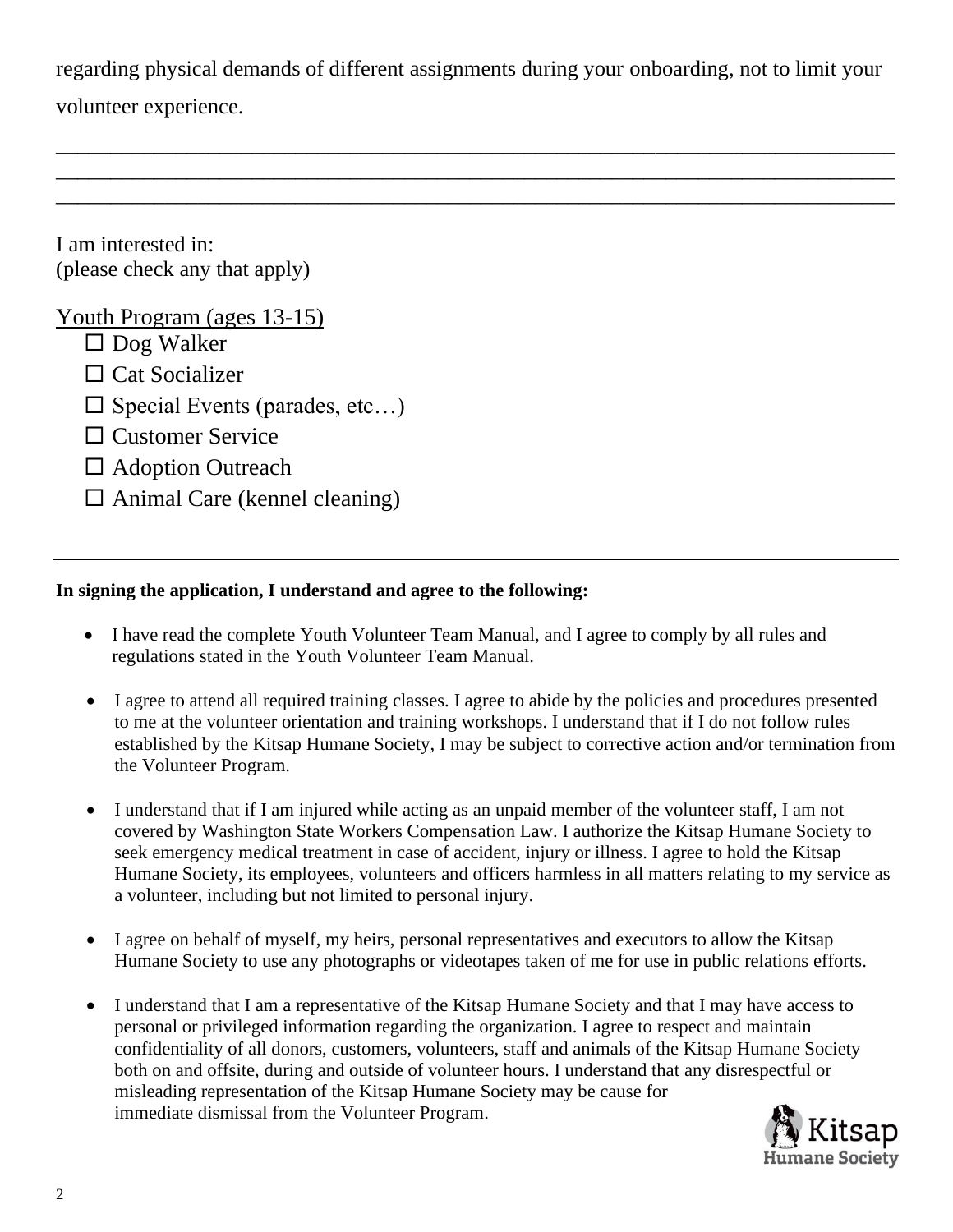regarding physical demands of different assignments during your onboarding, not to limit your volunteer experience.

________________________________________________________________________________
________________________________________________________________________________
________________________________________________________________________________

I am interested in:
(please check any that apply)

<u>Youth Program (ages 13-15)</u>

- ☐ Dog Walker
- ☐ Cat Socializer
- ☐ Special Events (parades, etc…)
- ☐ Customer Service
- ☐ Adoption Outreach
- ☐ Animal Care (kennel cleaning)

---

**In signing the application, I understand and agree to the following:**

- I have read the complete Youth Volunteer Team Manual, and I agree to comply by all rules and regulations stated in the Youth Volunteer Team Manual.

- I agree to attend all required training classes. I agree to abide by the policies and procedures presented to me at the volunteer orientation and training workshops. I understand that if I do not follow rules established by the Kitsap Humane Society, I may be subject to corrective action and/or termination from the Volunteer Program.

- I understand that if I am injured while acting as an unpaid member of the volunteer staff, I am not covered by Washington State Workers Compensation Law. I authorize the Kitsap Humane Society to seek emergency medical treatment in case of accident, injury or illness. I agree to hold the Kitsap Humane Society, its employees, volunteers and officers harmless in all matters relating to my service as a volunteer, including but not limited to personal injury.

- I agree on behalf of myself, my heirs, personal representatives and executors to allow the Kitsap Humane Society to use any photographs or videotapes taken of me for use in public relations efforts.

- I understand that I am a representative of the Kitsap Humane Society and that I may have access to personal or privileged information regarding the organization. I agree to respect and maintain confidentiality of all donors, customers, volunteers, staff and animals of the Kitsap Humane Society both on and offsite, during and outside of volunteer hours. I understand that any disrespectful or misleading representation of the Kitsap Humane Society may be cause for immediate dismissal from the Volunteer Program.

Kitsap Humane Society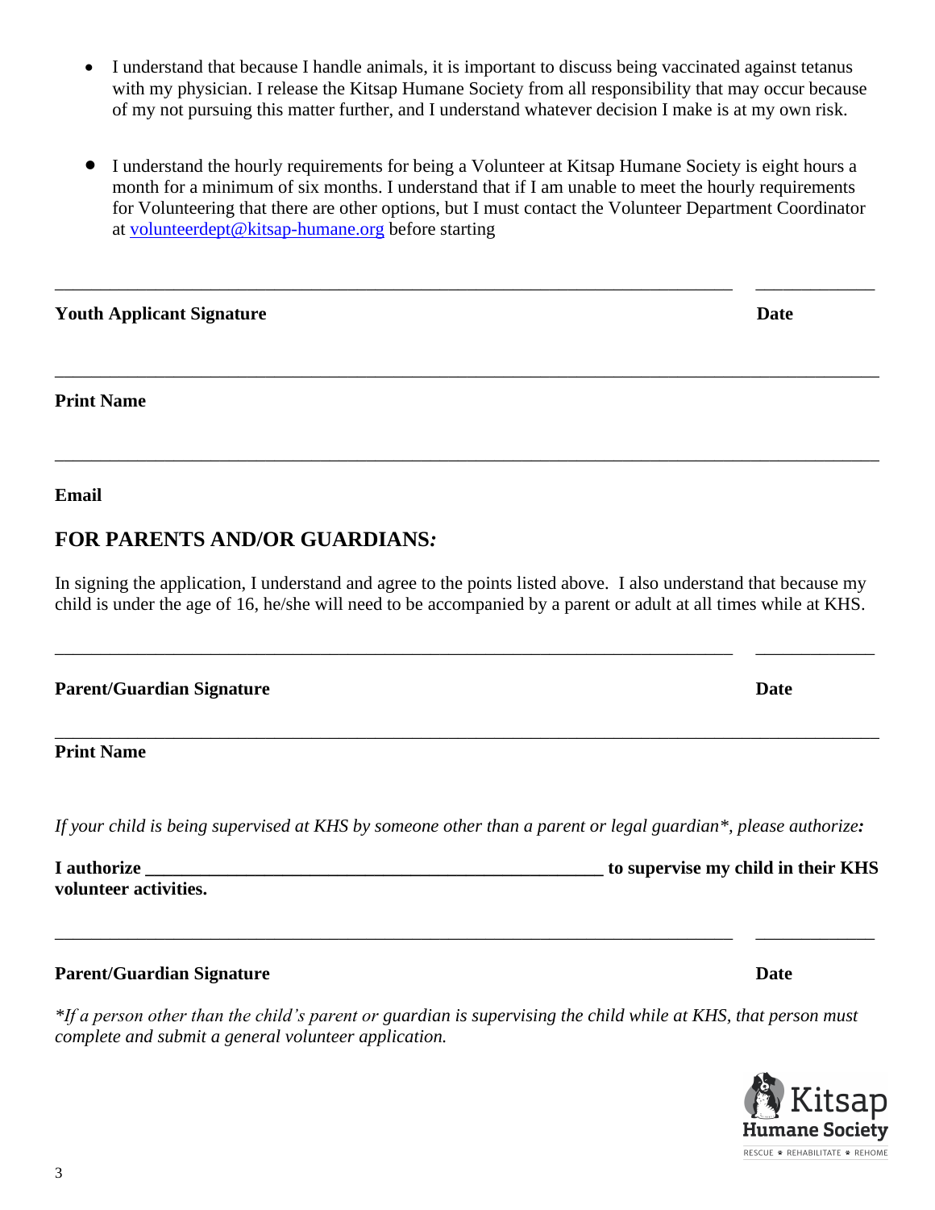- I understand that because I handle animals, it is important to discuss being vaccinated against tetanus with my physician. I release the Kitsap Humane Society from all responsibility that may occur because of my not pursuing this matter further, and I understand whatever decision I make is at my own risk.

- I understand the hourly requirements for being a Volunteer at Kitsap Humane Society is eight hours a month for a minimum of six months. I understand that if I am unable to meet the hourly requirements for Volunteering that there are other options, but I must contact the Volunteer Department Coordinator at volunteerdept@kitsap-humane.org before starting

_______________________________________________________________________________ _____________

**Youth Applicant Signature** **Date**

_______________________________________________________________________________________________

**Print Name**

_______________________________________________________________________________________________

**Email**

## FOR PARENTS AND/OR GUARDIANS*:*

In signing the application, I understand and agree to the points listed above. I also understand that because my child is under the age of 16, he/she will need to be accompanied by a parent or adult at all times while at KHS.

_______________________________________________________________________________ _____________

**Parent/Guardian Signature** **Date**

_______________________________________________________________________________________________

**Print Name**

*If your child is being supervised at KHS by someone other than a parent or legal guardian*, please authorize:*

**I authorize ____________________________________________________ to supervise my child in their KHS volunteer activities.**

_______________________________________________________________________________ _____________

**Parent/Guardian Signature** **Date**

**If a person other than the child's parent or guardian is supervising the child while at KHS, that person must complete and submit a general volunteer application.*

Kitsap Humane Society

RESCUE * REHABILITATE * REHOME